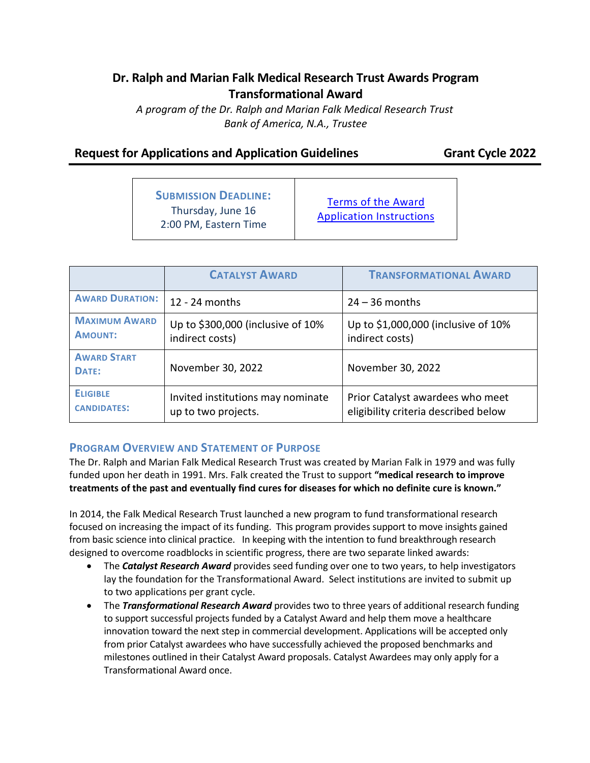# Dr. Ralph and Marian Falk Medical Research Trust Awards Program
# Transformational Award

*A program of the Dr. Ralph and Marian Falk Medical Research Trust*
*Bank of America, N.A., Trustee*

## Request for Applications and Application Guidelines — Grant Cycle 2022

| | |
|---|---|
| **SUBMISSION DEADLINE:** Thursday, June 16 2:00 PM, Eastern Time | [Terms of the Award](#) [Application Instructions](#) |

| | CATALYST AWARD | TRANSFORMATIONAL AWARD |
|---|---|---|
| **AWARD DURATION:** | 12 - 24 months | 24 – 36 months |
| **MAXIMUM AWARD AMOUNT:** | Up to $300,000 (inclusive of 10% indirect costs) | Up to $1,000,000 (inclusive of 10% indirect costs) |
| **AWARD START DATE:** | November 30, 2022 | November 30, 2022 |
| **ELIGIBLE CANDIDATES:** | Invited institutions may nominate up to two projects. | Prior Catalyst awardees who meet eligibility criteria described below |

## PROGRAM OVERVIEW AND STATEMENT OF PURPOSE

The Dr. Ralph and Marian Falk Medical Research Trust was created by Marian Falk in 1979 and was fully funded upon her death in 1991. Mrs. Falk created the Trust to support **"medical research to improve treatments of the past and eventually find cures for diseases for which no definite cure is known."**

In 2014, the Falk Medical Research Trust launched a new program to fund transformational research focused on increasing the impact of its funding. This program provides support to move insights gained from basic science into clinical practice. In keeping with the intention to fund breakthrough research designed to overcome roadblocks in scientific progress, there are two separate linked awards:

- The ***Catalyst Research Award*** provides seed funding over one to two years, to help investigators lay the foundation for the Transformational Award. Select institutions are invited to submit up to two applications per grant cycle.
- The ***Transformational Research Award*** provides two to three years of additional research funding to support successful projects funded by a Catalyst Award and help them move a healthcare innovation toward the next step in commercial development. Applications will be accepted only from prior Catalyst awardees who have successfully achieved the proposed benchmarks and milestones outlined in their Catalyst Award proposals. Catalyst Awardees may only apply for a Transformational Award once.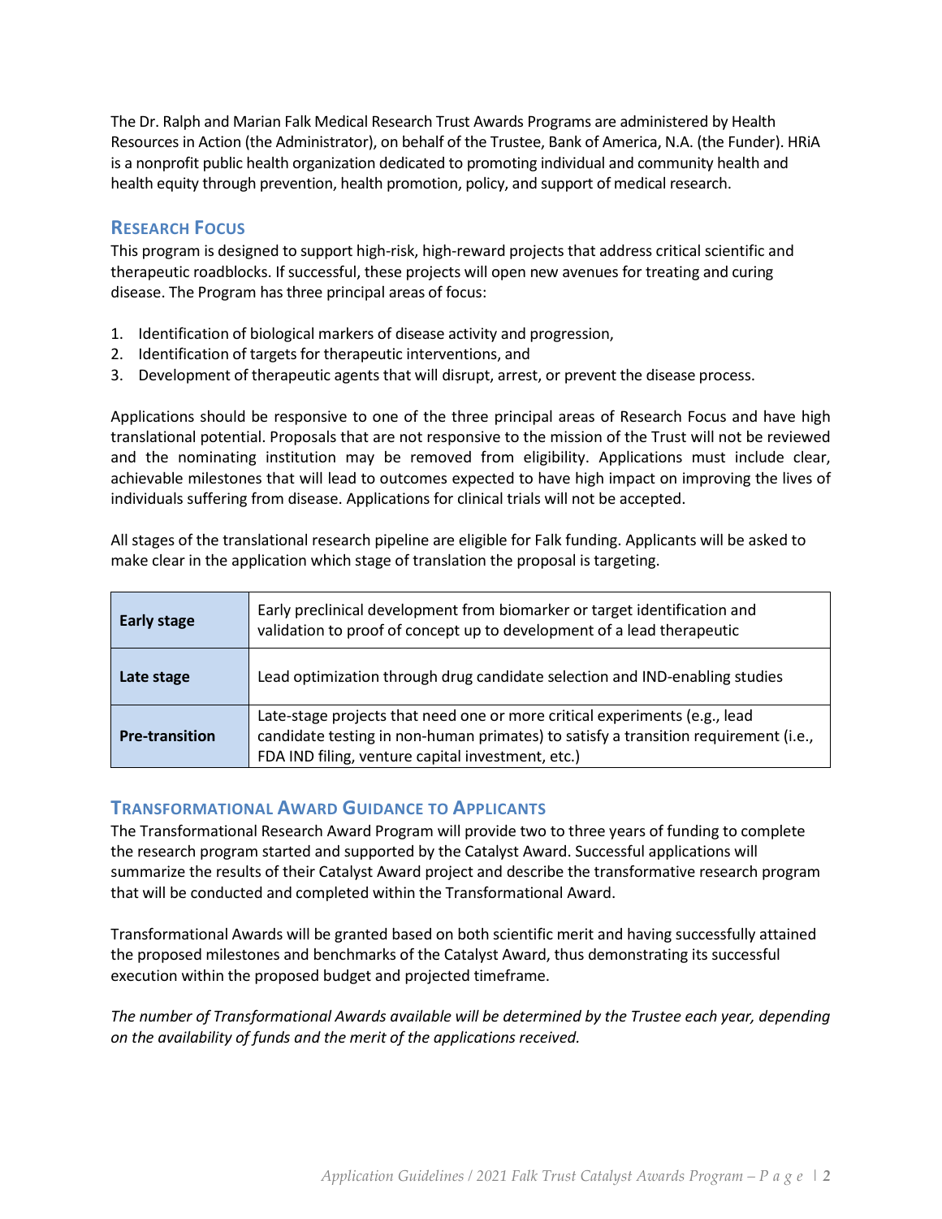The Dr. Ralph and Marian Falk Medical Research Trust Awards Programs are administered by Health Resources in Action (the Administrator), on behalf of the Trustee, Bank of America, N.A. (the Funder). HRiA is a nonprofit public health organization dedicated to promoting individual and community health and health equity through prevention, health promotion, policy, and support of medical research.

## Research Focus

This program is designed to support high-risk, high-reward projects that address critical scientific and therapeutic roadblocks. If successful, these projects will open new avenues for treating and curing disease. The Program has three principal areas of focus:

1. Identification of biological markers of disease activity and progression,
2. Identification of targets for therapeutic interventions, and
3. Development of therapeutic agents that will disrupt, arrest, or prevent the disease process.

Applications should be responsive to one of the three principal areas of Research Focus and have high translational potential. Proposals that are not responsive to the mission of the Trust will not be reviewed and the nominating institution may be removed from eligibility. Applications must include clear, achievable milestones that will lead to outcomes expected to have high impact on improving the lives of individuals suffering from disease. Applications for clinical trials will not be accepted.

All stages of the translational research pipeline are eligible for Falk funding. Applicants will be asked to make clear in the application which stage of translation the proposal is targeting.

| | |
|---|---|
| **Early stage** | Early preclinical development from biomarker or target identification and validation to proof of concept up to development of a lead therapeutic |
| **Late stage** | Lead optimization through drug candidate selection and IND-enabling studies |
| **Pre-transition** | Late-stage projects that need one or more critical experiments (e.g., lead candidate testing in non-human primates) to satisfy a transition requirement (i.e., FDA IND filing, venture capital investment, etc.) |

## Transformational Award Guidance to Applicants

The Transformational Research Award Program will provide two to three years of funding to complete the research program started and supported by the Catalyst Award. Successful applications will summarize the results of their Catalyst Award project and describe the transformative research program that will be conducted and completed within the Transformational Award.

Transformational Awards will be granted based on both scientific merit and having successfully attained the proposed milestones and benchmarks of the Catalyst Award, thus demonstrating its successful execution within the proposed budget and projected timeframe.

*The number of Transformational Awards available will be determined by the Trustee each year, depending on the availability of funds and the merit of the applications received.*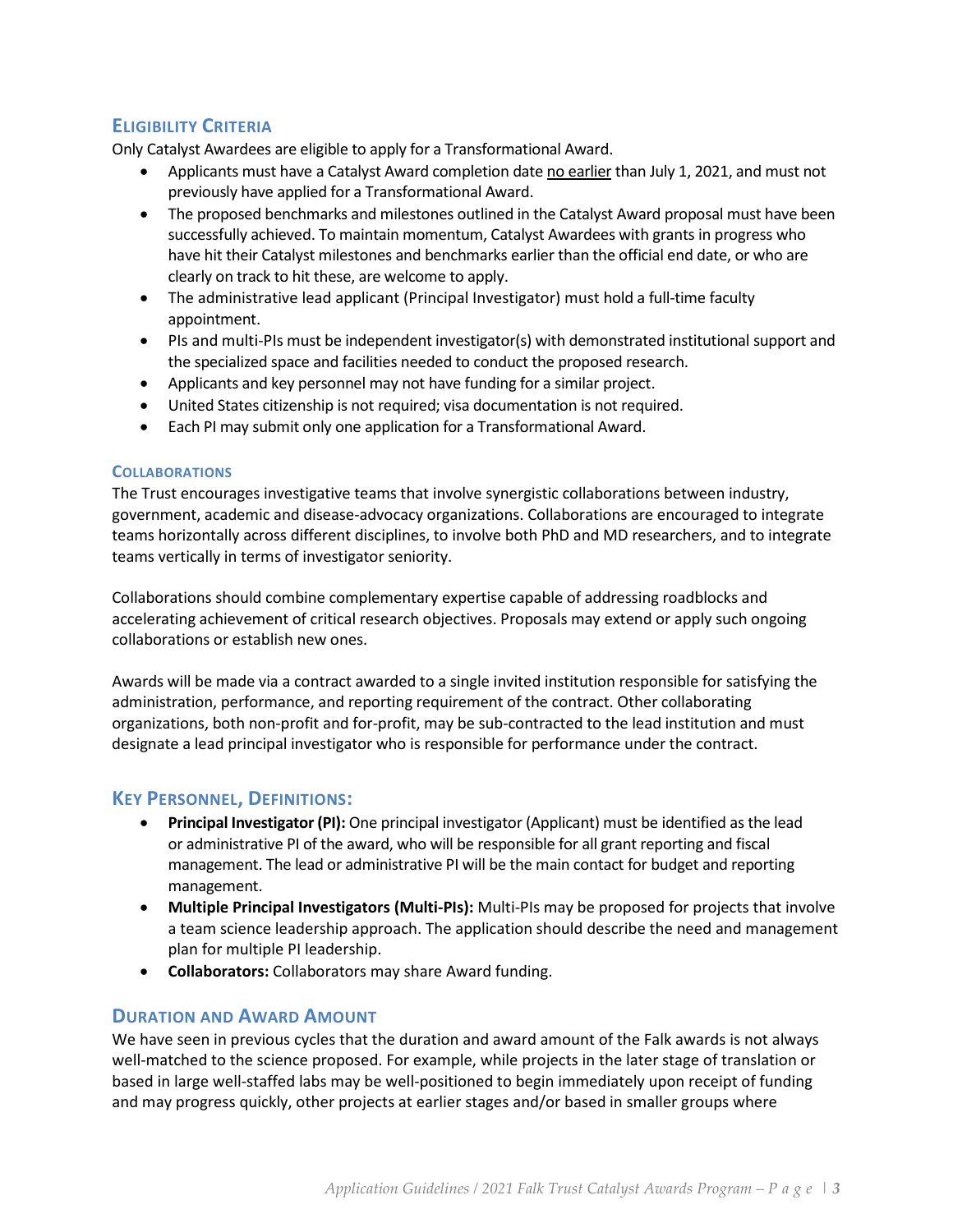## Eligibility Criteria

Only Catalyst Awardees are eligible to apply for a Transformational Award.

- Applicants must have a Catalyst Award completion date <u>no earlier</u> than July 1, 2021, and must not previously have applied for a Transformational Award.
- The proposed benchmarks and milestones outlined in the Catalyst Award proposal must have been successfully achieved. To maintain momentum, Catalyst Awardees with grants in progress who have hit their Catalyst milestones and benchmarks earlier than the official end date, or who are clearly on track to hit these, are welcome to apply.
- The administrative lead applicant (Principal Investigator) must hold a full-time faculty appointment.
- PIs and multi-PIs must be independent investigator(s) with demonstrated institutional support and the specialized space and facilities needed to conduct the proposed research.
- Applicants and key personnel may not have funding for a similar project.
- United States citizenship is not required; visa documentation is not required.
- Each PI may submit only one application for a Transformational Award.

### Collaborations

The Trust encourages investigative teams that involve synergistic collaborations between industry, government, academic and disease-advocacy organizations. Collaborations are encouraged to integrate teams horizontally across different disciplines, to involve both PhD and MD researchers, and to integrate teams vertically in terms of investigator seniority.

Collaborations should combine complementary expertise capable of addressing roadblocks and accelerating achievement of critical research objectives. Proposals may extend or apply such ongoing collaborations or establish new ones.

Awards will be made via a contract awarded to a single invited institution responsible for satisfying the administration, performance, and reporting requirement of the contract. Other collaborating organizations, both non-profit and for-profit, may be sub-contracted to the lead institution and must designate a lead principal investigator who is responsible for performance under the contract.

## Key Personnel, Definitions:

- **Principal Investigator (PI):** One principal investigator (Applicant) must be identified as the lead or administrative PI of the award, who will be responsible for all grant reporting and fiscal management. The lead or administrative PI will be the main contact for budget and reporting management.
- **Multiple Principal Investigators (Multi-PIs):** Multi-PIs may be proposed for projects that involve a team science leadership approach. The application should describe the need and management plan for multiple PI leadership.
- **Collaborators:** Collaborators may share Award funding.

## Duration and Award Amount

We have seen in previous cycles that the duration and award amount of the Falk awards is not always well-matched to the science proposed. For example, while projects in the later stage of translation or based in large well-staffed labs may be well-positioned to begin immediately upon receipt of funding and may progress quickly, other projects at earlier stages and/or based in smaller groups where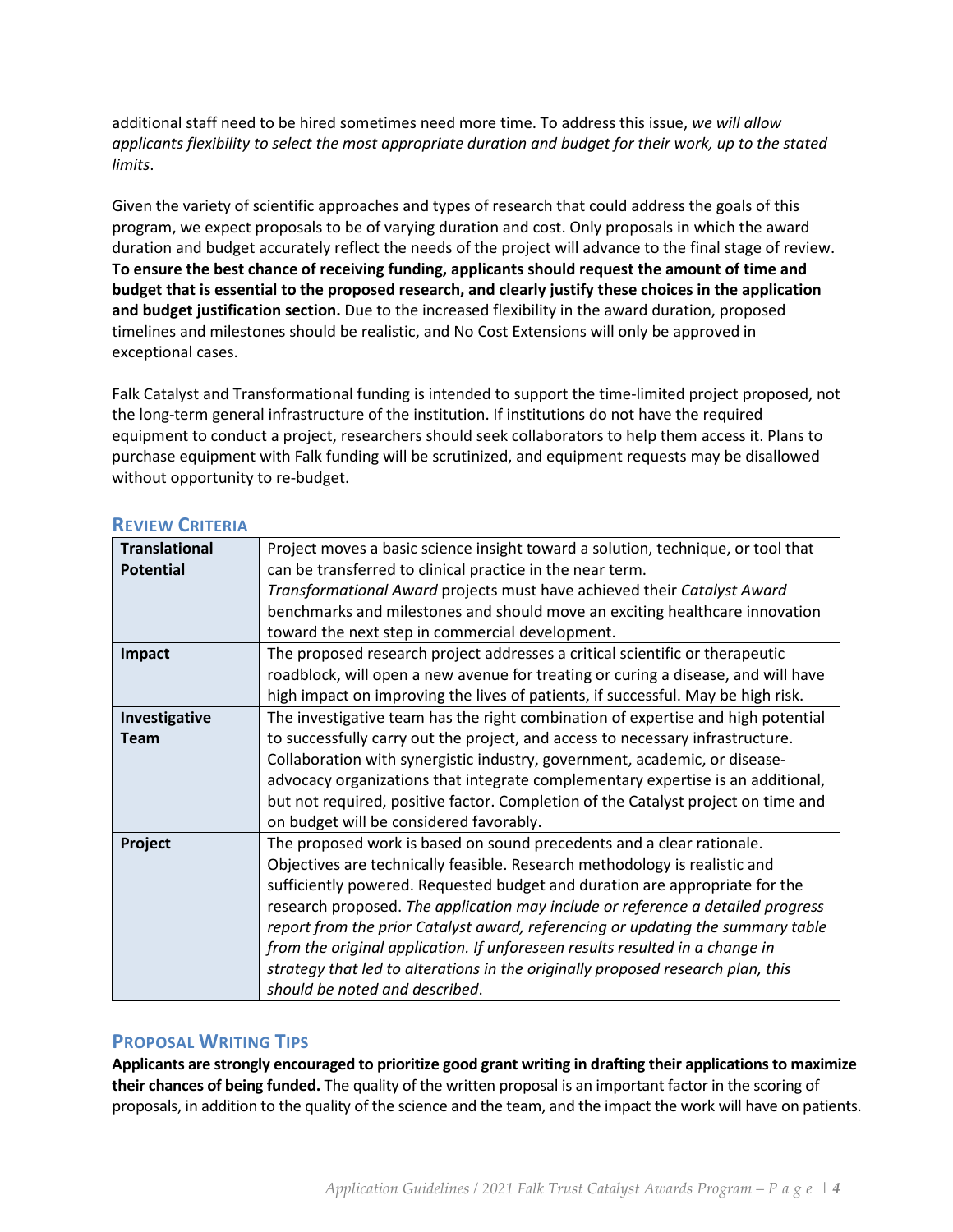additional staff need to be hired sometimes need more time. To address this issue, *we will allow applicants flexibility to select the most appropriate duration and budget for their work, up to the stated limits*.

Given the variety of scientific approaches and types of research that could address the goals of this program, we expect proposals to be of varying duration and cost. Only proposals in which the award duration and budget accurately reflect the needs of the project will advance to the final stage of review. **To ensure the best chance of receiving funding, applicants should request the amount of time and budget that is essential to the proposed research, and clearly justify these choices in the application and budget justification section.** Due to the increased flexibility in the award duration, proposed timelines and milestones should be realistic, and No Cost Extensions will only be approved in exceptional cases.

Falk Catalyst and Transformational funding is intended to support the time-limited project proposed, not the long-term general infrastructure of the institution. If institutions do not have the required equipment to conduct a project, researchers should seek collaborators to help them access it. Plans to purchase equipment with Falk funding will be scrutinized, and equipment requests may be disallowed without opportunity to re-budget.

## Review Criteria

| | |
|---|---|
| **Translational Potential** | Project moves a basic science insight toward a solution, technique, or tool that can be transferred to clinical practice in the near term. *Transformational Award* projects must have achieved their *Catalyst Award* benchmarks and milestones and should move an exciting healthcare innovation toward the next step in commercial development. |
| **Impact** | The proposed research project addresses a critical scientific or therapeutic roadblock, will open a new avenue for treating or curing a disease, and will have high impact on improving the lives of patients, if successful. May be high risk. |
| **Investigative Team** | The investigative team has the right combination of expertise and high potential to successfully carry out the project, and access to necessary infrastructure. Collaboration with synergistic industry, government, academic, or disease-advocacy organizations that integrate complementary expertise is an additional, but not required, positive factor. Completion of the Catalyst project on time and on budget will be considered favorably. |
| **Project** | The proposed work is based on sound precedents and a clear rationale. Objectives are technically feasible. Research methodology is realistic and sufficiently powered. Requested budget and duration are appropriate for the research proposed. *The application may include or reference a detailed progress report from the prior Catalyst award, referencing or updating the summary table from the original application. If unforeseen results resulted in a change in strategy that led to alterations in the originally proposed research plan, this should be noted and described*. |

## Proposal Writing Tips

**Applicants are strongly encouraged to prioritize good grant writing in drafting their applications to maximize their chances of being funded.** The quality of the written proposal is an important factor in the scoring of proposals, in addition to the quality of the science and the team, and the impact the work will have on patients.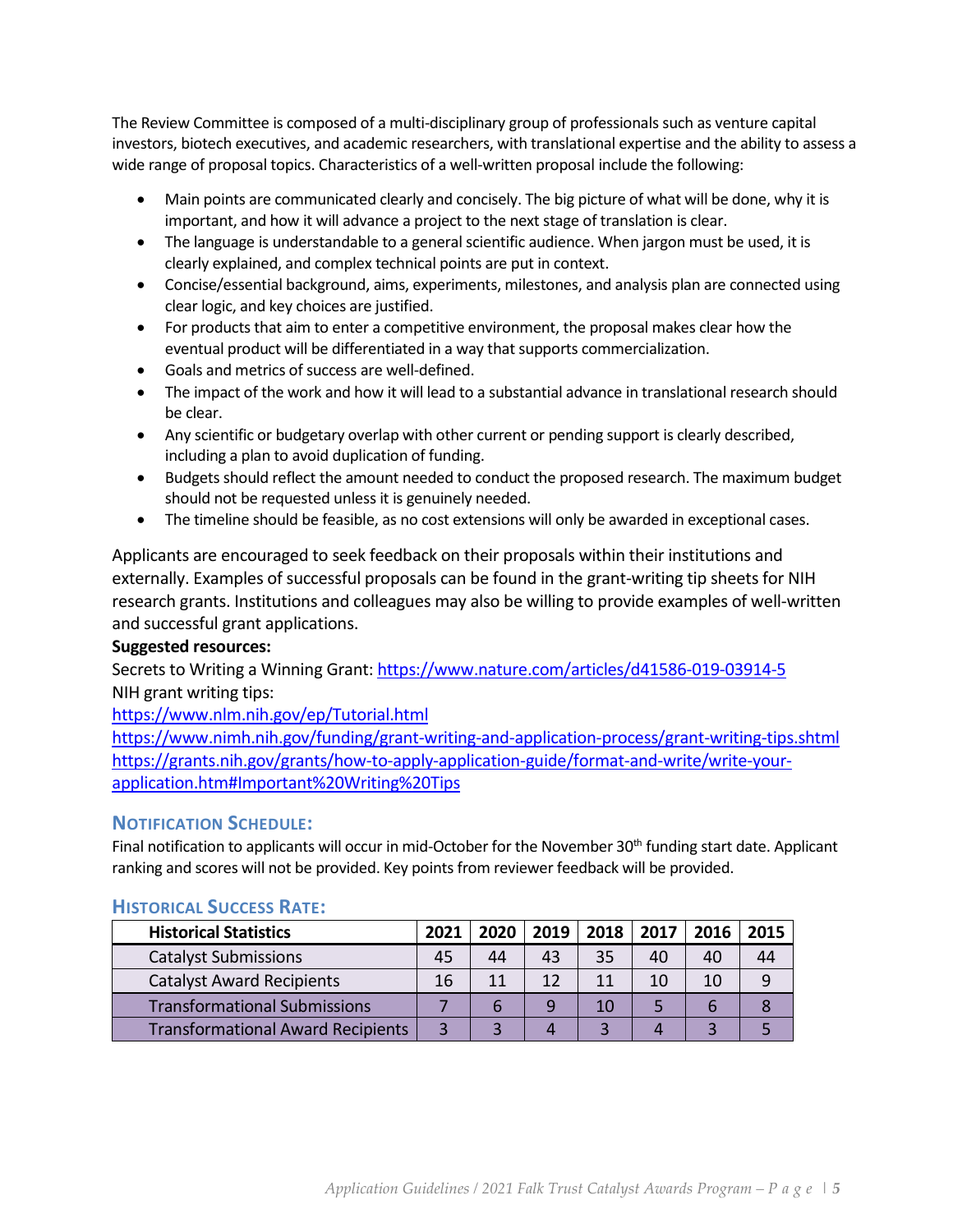The Review Committee is composed of a multi-disciplinary group of professionals such as venture capital investors, biotech executives, and academic researchers, with translational expertise and the ability to assess a wide range of proposal topics. Characteristics of a well-written proposal include the following:

- Main points are communicated clearly and concisely. The big picture of what will be done, why it is important, and how it will advance a project to the next stage of translation is clear.
- The language is understandable to a general scientific audience. When jargon must be used, it is clearly explained, and complex technical points are put in context.
- Concise/essential background, aims, experiments, milestones, and analysis plan are connected using clear logic, and key choices are justified.
- For products that aim to enter a competitive environment, the proposal makes clear how the eventual product will be differentiated in a way that supports commercialization.
- Goals and metrics of success are well-defined.
- The impact of the work and how it will lead to a substantial advance in translational research should be clear.
- Any scientific or budgetary overlap with other current or pending support is clearly described, including a plan to avoid duplication of funding.
- Budgets should reflect the amount needed to conduct the proposed research. The maximum budget should not be requested unless it is genuinely needed.
- The timeline should be feasible, as no cost extensions will only be awarded in exceptional cases.

Applicants are encouraged to seek feedback on their proposals within their institutions and externally. Examples of successful proposals can be found in the grant-writing tip sheets for NIH research grants. Institutions and colleagues may also be willing to provide examples of well-written and successful grant applications.

**Suggested resources:**

Secrets to Writing a Winning Grant: https://www.nature.com/articles/d41586-019-03914-5

NIH grant writing tips:

https://www.nlm.nih.gov/ep/Tutorial.html

https://www.nimh.nih.gov/funding/grant-writing-and-application-process/grant-writing-tips.shtml

https://grants.nih.gov/grants/how-to-apply-application-guide/format-and-write/write-your-application.htm#Important%20Writing%20Tips

## Notification Schedule:

Final notification to applicants will occur in mid-October for the November 30th funding start date. Applicant ranking and scores will not be provided. Key points from reviewer feedback will be provided.

## Historical Success Rate:

| Historical Statistics | 2021 | 2020 | 2019 | 2018 | 2017 | 2016 | 2015 |
|---|---|---|---|---|---|---|---|
| Catalyst Submissions | 45 | 44 | 43 | 35 | 40 | 40 | 44 |
| Catalyst Award Recipients | 16 | 11 | 12 | 11 | 10 | 10 | 9 |
| Transformational Submissions | 7 | 6 | 9 | 10 | 5 | 6 | 8 |
| Transformational Award Recipients | 3 | 3 | 4 | 3 | 4 | 3 | 5 |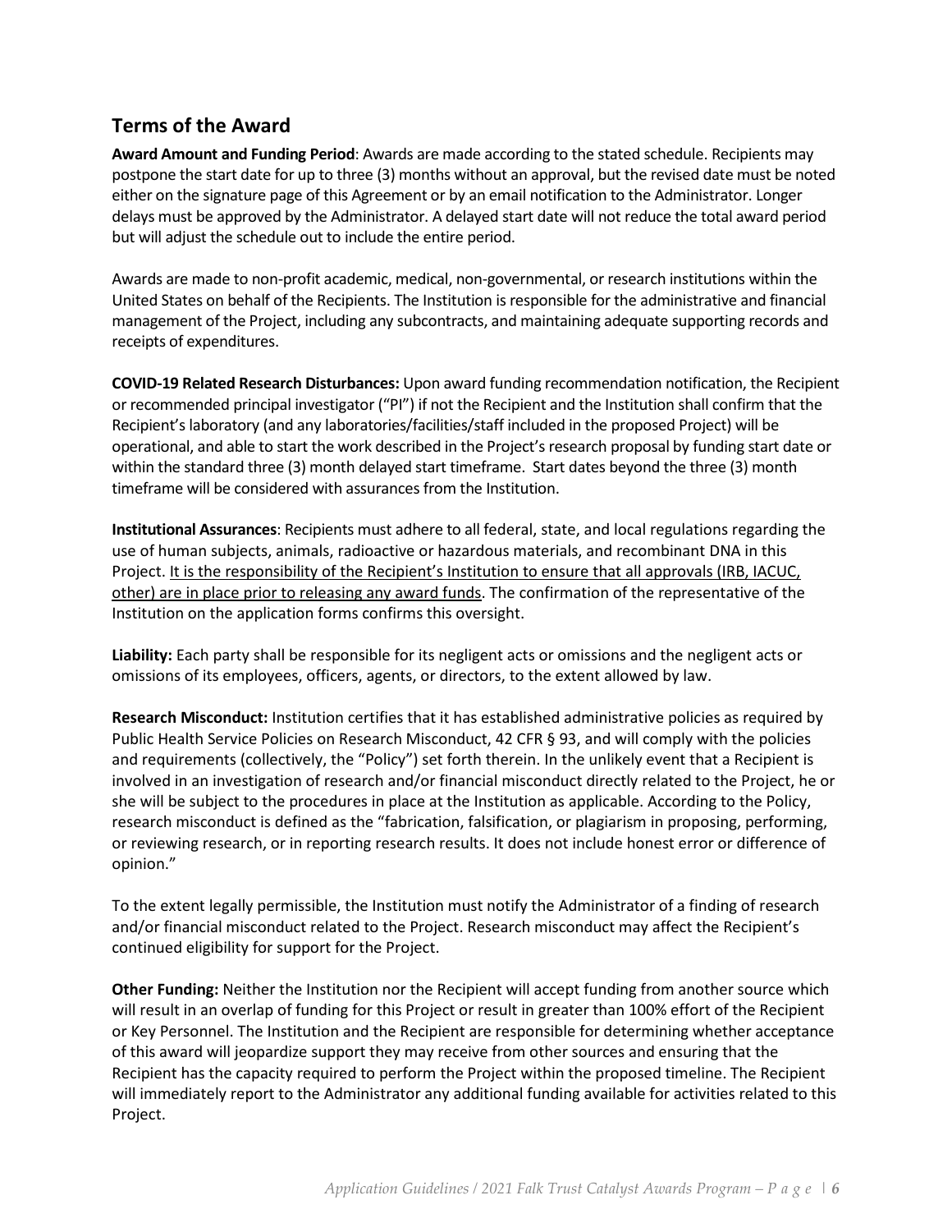## Terms of the Award

**Award Amount and Funding Period**: Awards are made according to the stated schedule. Recipients may postpone the start date for up to three (3) months without an approval, but the revised date must be noted either on the signature page of this Agreement or by an email notification to the Administrator. Longer delays must be approved by the Administrator. A delayed start date will not reduce the total award period but will adjust the schedule out to include the entire period.

Awards are made to non-profit academic, medical, non-governmental, or research institutions within the United States on behalf of the Recipients. The Institution is responsible for the administrative and financial management of the Project, including any subcontracts, and maintaining adequate supporting records and receipts of expenditures.

**COVID-19 Related Research Disturbances:** Upon award funding recommendation notification, the Recipient or recommended principal investigator ("PI") if not the Recipient and the Institution shall confirm that the Recipient's laboratory (and any laboratories/facilities/staff included in the proposed Project) will be operational, and able to start the work described in the Project's research proposal by funding start date or within the standard three (3) month delayed start timeframe. Start dates beyond the three (3) month timeframe will be considered with assurances from the Institution.

**Institutional Assurances**: Recipients must adhere to all federal, state, and local regulations regarding the use of human subjects, animals, radioactive or hazardous materials, and recombinant DNA in this Project. It is the responsibility of the Recipient's Institution to ensure that all approvals (IRB, IACUC, other) are in place prior to releasing any award funds. The confirmation of the representative of the Institution on the application forms confirms this oversight.

**Liability:** Each party shall be responsible for its negligent acts or omissions and the negligent acts or omissions of its employees, officers, agents, or directors, to the extent allowed by law.

**Research Misconduct:** Institution certifies that it has established administrative policies as required by Public Health Service Policies on Research Misconduct, 42 CFR § 93, and will comply with the policies and requirements (collectively, the "Policy") set forth therein. In the unlikely event that a Recipient is involved in an investigation of research and/or financial misconduct directly related to the Project, he or she will be subject to the procedures in place at the Institution as applicable. According to the Policy, research misconduct is defined as the "fabrication, falsification, or plagiarism in proposing, performing, or reviewing research, or in reporting research results. It does not include honest error or difference of opinion."

To the extent legally permissible, the Institution must notify the Administrator of a finding of research and/or financial misconduct related to the Project. Research misconduct may affect the Recipient's continued eligibility for support for the Project.

**Other Funding:** Neither the Institution nor the Recipient will accept funding from another source which will result in an overlap of funding for this Project or result in greater than 100% effort of the Recipient or Key Personnel. The Institution and the Recipient are responsible for determining whether acceptance of this award will jeopardize support they may receive from other sources and ensuring that the Recipient has the capacity required to perform the Project within the proposed timeline. The Recipient will immediately report to the Administrator any additional funding available for activities related to this Project.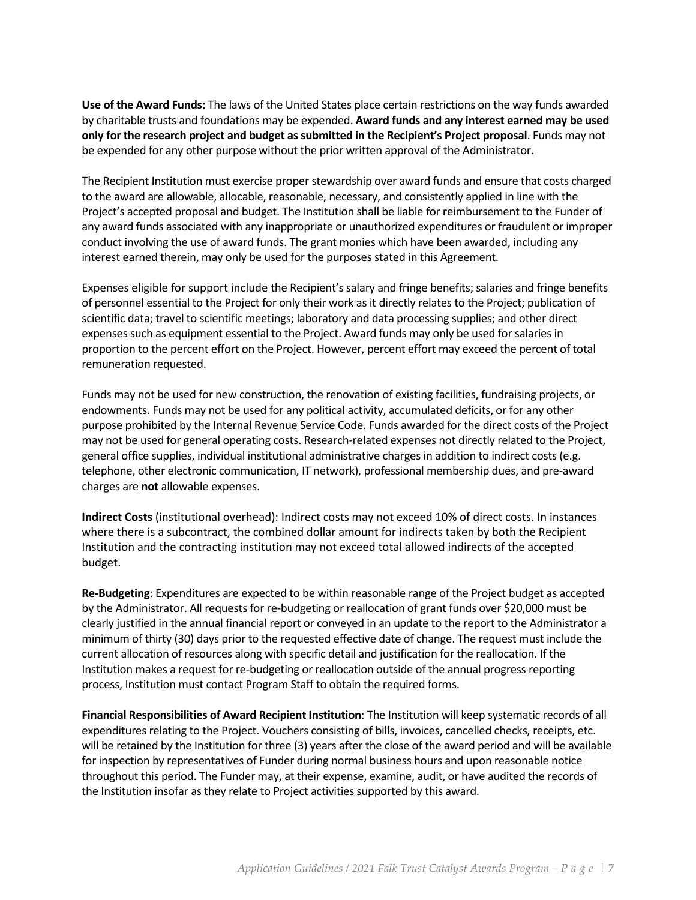**Use of the Award Funds:** The laws of the United States place certain restrictions on the way funds awarded by charitable trusts and foundations may be expended. **Award funds and any interest earned may be used only for the research project and budget as submitted in the Recipient's Project proposal**. Funds may not be expended for any other purpose without the prior written approval of the Administrator.

The Recipient Institution must exercise proper stewardship over award funds and ensure that costs charged to the award are allowable, allocable, reasonable, necessary, and consistently applied in line with the Project's accepted proposal and budget. The Institution shall be liable for reimbursement to the Funder of any award funds associated with any inappropriate or unauthorized expenditures or fraudulent or improper conduct involving the use of award funds. The grant monies which have been awarded, including any interest earned therein, may only be used for the purposes stated in this Agreement.

Expenses eligible for support include the Recipient's salary and fringe benefits; salaries and fringe benefits of personnel essential to the Project for only their work as it directly relates to the Project; publication of scientific data; travel to scientific meetings; laboratory and data processing supplies; and other direct expenses such as equipment essential to the Project. Award funds may only be used for salaries in proportion to the percent effort on the Project. However, percent effort may exceed the percent of total remuneration requested.

Funds may not be used for new construction, the renovation of existing facilities, fundraising projects, or endowments. Funds may not be used for any political activity, accumulated deficits, or for any other purpose prohibited by the Internal Revenue Service Code. Funds awarded for the direct costs of the Project may not be used for general operating costs. Research-related expenses not directly related to the Project, general office supplies, individual institutional administrative charges in addition to indirect costs (e.g. telephone, other electronic communication, IT network), professional membership dues, and pre-award charges are **not** allowable expenses.

**Indirect Costs** (institutional overhead): Indirect costs may not exceed 10% of direct costs. In instances where there is a subcontract, the combined dollar amount for indirects taken by both the Recipient Institution and the contracting institution may not exceed total allowed indirects of the accepted budget.

**Re-Budgeting**: Expenditures are expected to be within reasonable range of the Project budget as accepted by the Administrator. All requests for re-budgeting or reallocation of grant funds over $20,000 must be clearly justified in the annual financial report or conveyed in an update to the report to the Administrator a minimum of thirty (30) days prior to the requested effective date of change. The request must include the current allocation of resources along with specific detail and justification for the reallocation. If the Institution makes a request for re-budgeting or reallocation outside of the annual progress reporting process, Institution must contact Program Staff to obtain the required forms.

**Financial Responsibilities of Award Recipient Institution**: The Institution will keep systematic records of all expenditures relating to the Project. Vouchers consisting of bills, invoices, cancelled checks, receipts, etc. will be retained by the Institution for three (3) years after the close of the award period and will be available for inspection by representatives of Funder during normal business hours and upon reasonable notice throughout this period. The Funder may, at their expense, examine, audit, or have audited the records of the Institution insofar as they relate to Project activities supported by this award.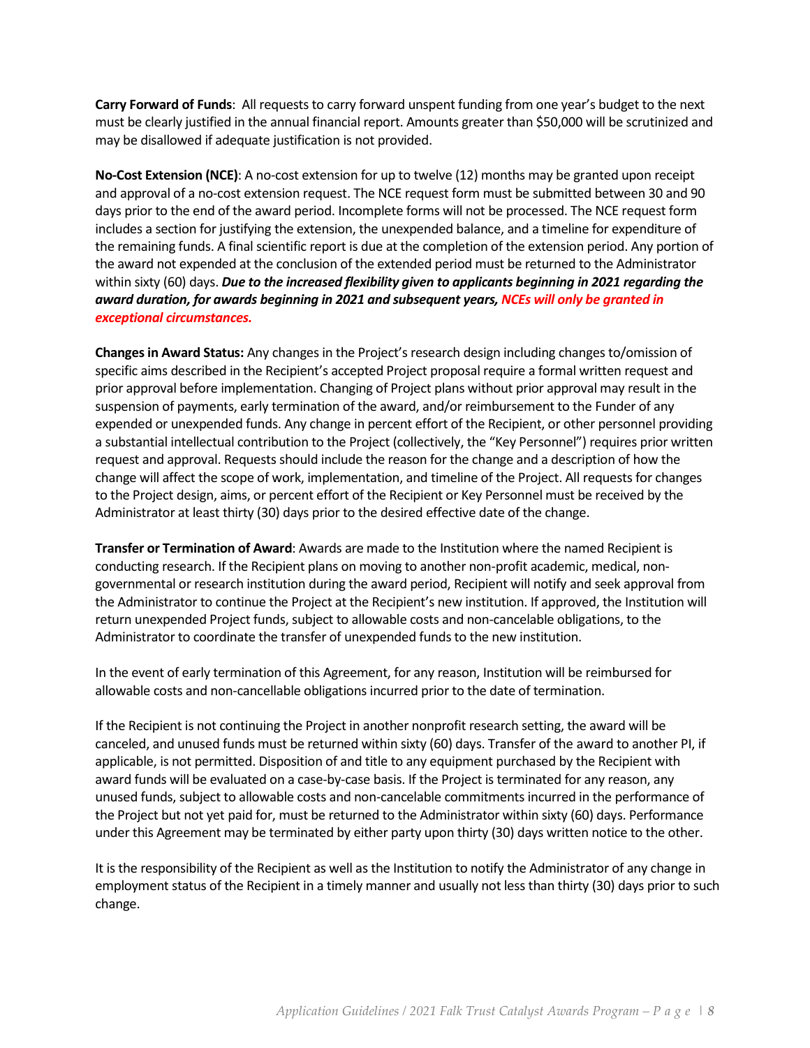**Carry Forward of Funds**: All requests to carry forward unspent funding from one year's budget to the next must be clearly justified in the annual financial report. Amounts greater than $50,000 will be scrutinized and may be disallowed if adequate justification is not provided.

**No-Cost Extension (NCE)**: A no-cost extension for up to twelve (12) months may be granted upon receipt and approval of a no-cost extension request. The NCE request form must be submitted between 30 and 90 days prior to the end of the award period. Incomplete forms will not be processed. The NCE request form includes a section for justifying the extension, the unexpended balance, and a timeline for expenditure of the remaining funds. A final scientific report is due at the completion of the extension period. Any portion of the award not expended at the conclusion of the extended period must be returned to the Administrator within sixty (60) days. ***Due to the increased flexibility given to applicants beginning in 2021 regarding the award duration, for awards beginning in 2021 and subsequent years, NCEs will only be granted in exceptional circumstances.***

**Changes in Award Status:** Any changes in the Project's research design including changes to/omission of specific aims described in the Recipient's accepted Project proposal require a formal written request and prior approval before implementation. Changing of Project plans without prior approval may result in the suspension of payments, early termination of the award, and/or reimbursement to the Funder of any expended or unexpended funds. Any change in percent effort of the Recipient, or other personnel providing a substantial intellectual contribution to the Project (collectively, the "Key Personnel") requires prior written request and approval. Requests should include the reason for the change and a description of how the change will affect the scope of work, implementation, and timeline of the Project. All requests for changes to the Project design, aims, or percent effort of the Recipient or Key Personnel must be received by the Administrator at least thirty (30) days prior to the desired effective date of the change.

**Transfer or Termination of Award**: Awards are made to the Institution where the named Recipient is conducting research. If the Recipient plans on moving to another non-profit academic, medical, non-governmental or research institution during the award period, Recipient will notify and seek approval from the Administrator to continue the Project at the Recipient's new institution. If approved, the Institution will return unexpended Project funds, subject to allowable costs and non-cancelable obligations, to the Administrator to coordinate the transfer of unexpended funds to the new institution.

In the event of early termination of this Agreement, for any reason, Institution will be reimbursed for allowable costs and non-cancellable obligations incurred prior to the date of termination.

If the Recipient is not continuing the Project in another nonprofit research setting, the award will be canceled, and unused funds must be returned within sixty (60) days. Transfer of the award to another PI, if applicable, is not permitted. Disposition of and title to any equipment purchased by the Recipient with award funds will be evaluated on a case-by-case basis. If the Project is terminated for any reason, any unused funds, subject to allowable costs and non-cancelable commitments incurred in the performance of the Project but not yet paid for, must be returned to the Administrator within sixty (60) days. Performance under this Agreement may be terminated by either party upon thirty (30) days written notice to the other.

It is the responsibility of the Recipient as well as the Institution to notify the Administrator of any change in employment status of the Recipient in a timely manner and usually not less than thirty (30) days prior to such change.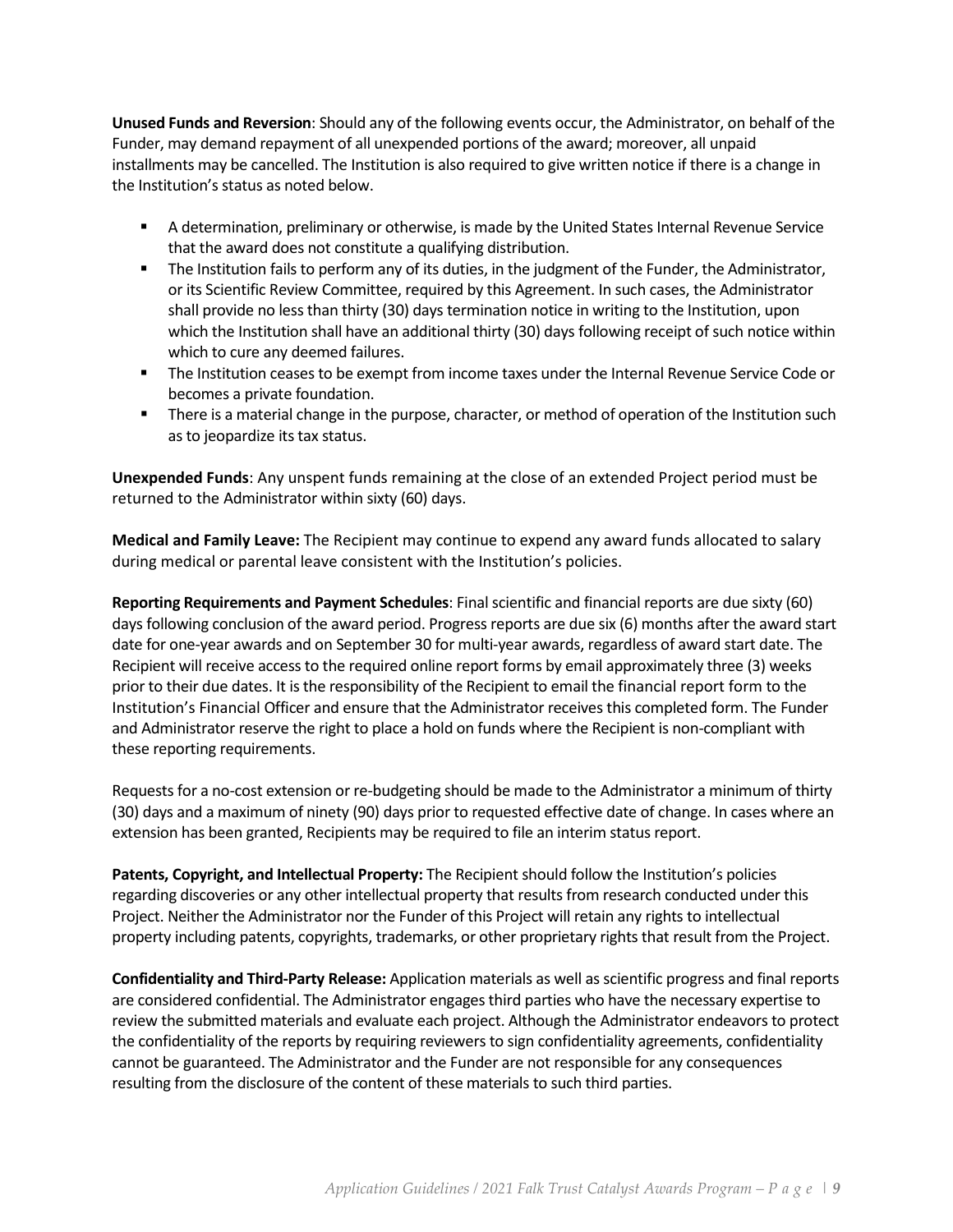**Unused Funds and Reversion**: Should any of the following events occur, the Administrator, on behalf of the Funder, may demand repayment of all unexpended portions of the award; moreover, all unpaid installments may be cancelled. The Institution is also required to give written notice if there is a change in the Institution's status as noted below.

- A determination, preliminary or otherwise, is made by the United States Internal Revenue Service that the award does not constitute a qualifying distribution.
- The Institution fails to perform any of its duties, in the judgment of the Funder, the Administrator, or its Scientific Review Committee, required by this Agreement. In such cases, the Administrator shall provide no less than thirty (30) days termination notice in writing to the Institution, upon which the Institution shall have an additional thirty (30) days following receipt of such notice within which to cure any deemed failures.
- The Institution ceases to be exempt from income taxes under the Internal Revenue Service Code or becomes a private foundation.
- There is a material change in the purpose, character, or method of operation of the Institution such as to jeopardize its tax status.

**Unexpended Funds**: Any unspent funds remaining at the close of an extended Project period must be returned to the Administrator within sixty (60) days.

**Medical and Family Leave:** The Recipient may continue to expend any award funds allocated to salary during medical or parental leave consistent with the Institution's policies.

**Reporting Requirements and Payment Schedules**: Final scientific and financial reports are due sixty (60) days following conclusion of the award period. Progress reports are due six (6) months after the award start date for one-year awards and on September 30 for multi-year awards, regardless of award start date. The Recipient will receive access to the required online report forms by email approximately three (3) weeks prior to their due dates. It is the responsibility of the Recipient to email the financial report form to the Institution's Financial Officer and ensure that the Administrator receives this completed form. The Funder and Administrator reserve the right to place a hold on funds where the Recipient is non-compliant with these reporting requirements.

Requests for a no-cost extension or re-budgeting should be made to the Administrator a minimum of thirty (30) days and a maximum of ninety (90) days prior to requested effective date of change. In cases where an extension has been granted, Recipients may be required to file an interim status report.

**Patents, Copyright, and Intellectual Property:** The Recipient should follow the Institution's policies regarding discoveries or any other intellectual property that results from research conducted under this Project. Neither the Administrator nor the Funder of this Project will retain any rights to intellectual property including patents, copyrights, trademarks, or other proprietary rights that result from the Project.

**Confidentiality and Third-Party Release:** Application materials as well as scientific progress and final reports are considered confidential. The Administrator engages third parties who have the necessary expertise to review the submitted materials and evaluate each project. Although the Administrator endeavors to protect the confidentiality of the reports by requiring reviewers to sign confidentiality agreements, confidentiality cannot be guaranteed. The Administrator and the Funder are not responsible for any consequences resulting from the disclosure of the content of these materials to such third parties.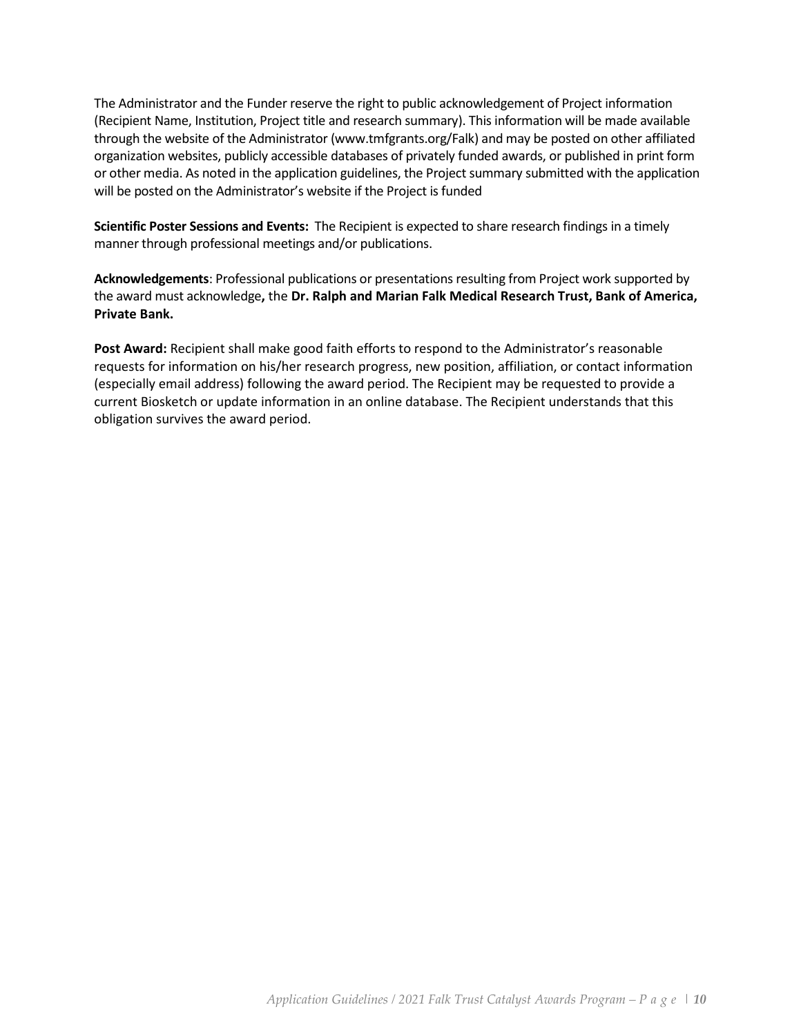The Administrator and the Funder reserve the right to public acknowledgement of Project information (Recipient Name, Institution, Project title and research summary). This information will be made available through the website of the Administrator (www.tmfgrants.org/Falk) and may be posted on other affiliated organization websites, publicly accessible databases of privately funded awards, or published in print form or other media. As noted in the application guidelines, the Project summary submitted with the application will be posted on the Administrator's website if the Project is funded

**Scientific Poster Sessions and Events:** The Recipient is expected to share research findings in a timely manner through professional meetings and/or publications.

**Acknowledgements**: Professional publications or presentations resulting from Project work supported by the award must acknowledge**,** the **Dr. Ralph and Marian Falk Medical Research Trust, Bank of America, Private Bank.**

**Post Award:** Recipient shall make good faith efforts to respond to the Administrator's reasonable requests for information on his/her research progress, new position, affiliation, or contact information (especially email address) following the award period. The Recipient may be requested to provide a current Biosketch or update information in an online database. The Recipient understands that this obligation survives the award period.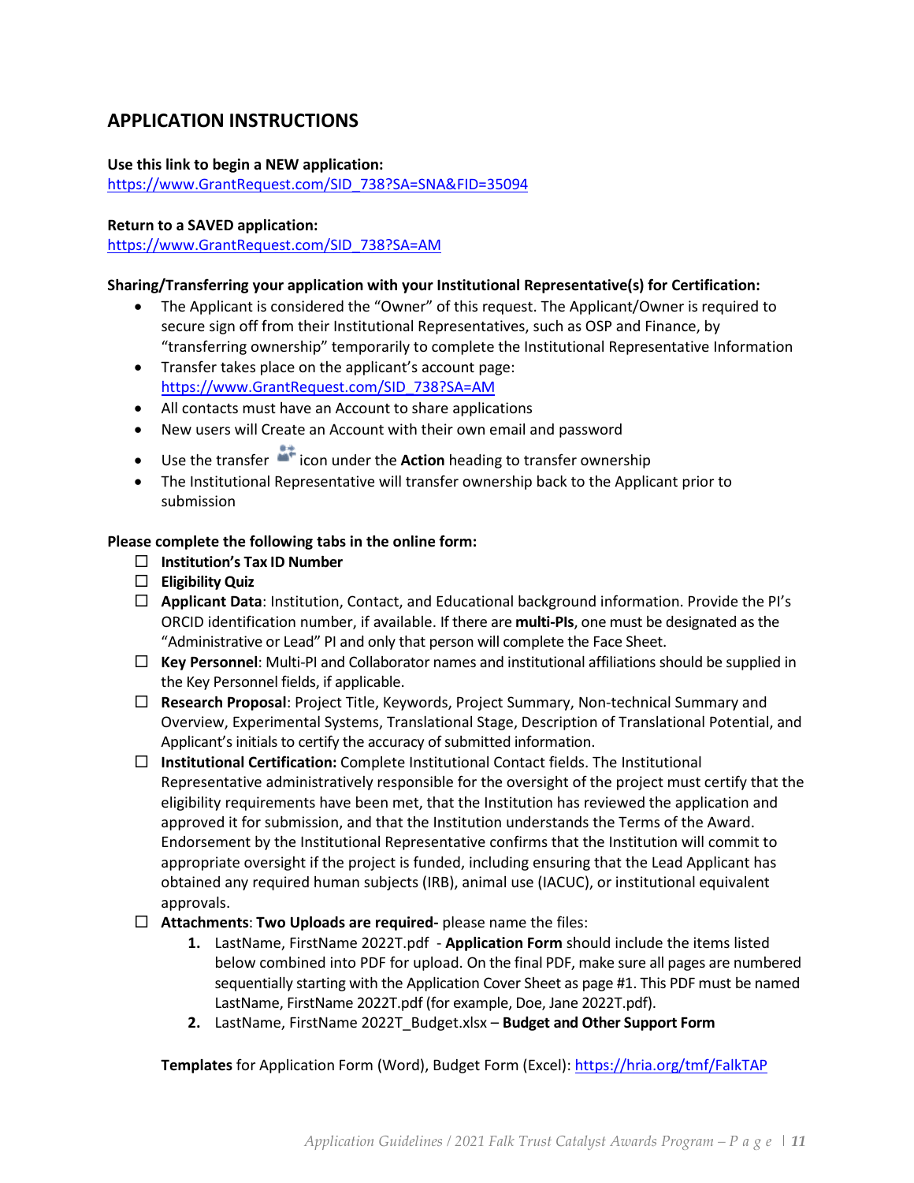## APPLICATION INSTRUCTIONS

**Use this link to begin a NEW application:**
https://www.GrantRequest.com/SID_738?SA=SNA&FID=35094

**Return to a SAVED application:**
https://www.GrantRequest.com/SID_738?SA=AM

**Sharing/Transferring your application with your Institutional Representative(s) for Certification:**

- The Applicant is considered the "Owner" of this request. The Applicant/Owner is required to secure sign off from their Institutional Representatives, such as OSP and Finance, by "transferring ownership" temporarily to complete the Institutional Representative Information
- Transfer takes place on the applicant's account page: https://www.GrantRequest.com/SID_738?SA=AM
- All contacts must have an Account to share applications
- New users will Create an Account with their own email and password
- Use the transfer icon under the **Action** heading to transfer ownership
- The Institutional Representative will transfer ownership back to the Applicant prior to submission

**Please complete the following tabs in the online form:**

- ☐ **Institution's Tax ID Number**
- ☐ **Eligibility Quiz**
- ☐ **Applicant Data**: Institution, Contact, and Educational background information. Provide the PI's ORCID identification number, if available. If there are **multi-PIs**, one must be designated as the "Administrative or Lead" PI and only that person will complete the Face Sheet.
- ☐ **Key Personnel**: Multi-PI and Collaborator names and institutional affiliations should be supplied in the Key Personnel fields, if applicable.
- ☐ **Research Proposal**: Project Title, Keywords, Project Summary, Non-technical Summary and Overview, Experimental Systems, Translational Stage, Description of Translational Potential, and Applicant's initials to certify the accuracy of submitted information.
- ☐ **Institutional Certification:** Complete Institutional Contact fields. The Institutional Representative administratively responsible for the oversight of the project must certify that the eligibility requirements have been met, that the Institution has reviewed the application and approved it for submission, and that the Institution understands the Terms of the Award. Endorsement by the Institutional Representative confirms that the Institution will commit to appropriate oversight if the project is funded, including ensuring that the Lead Applicant has obtained any required human subjects (IRB), animal use (IACUC), or institutional equivalent approvals.
- ☐ **Attachments**: **Two Uploads are required-** please name the files:
  1. LastName, FirstName 2022T.pdf - **Application Form** should include the items listed below combined into PDF for upload. On the final PDF, make sure all pages are numbered sequentially starting with the Application Cover Sheet as page #1. This PDF must be named LastName, FirstName 2022T.pdf (for example, Doe, Jane 2022T.pdf).
  2. LastName, FirstName 2022T_Budget.xlsx – **Budget and Other Support Form**

**Templates** for Application Form (Word), Budget Form (Excel): https://hria.org/tmf/FalkTAP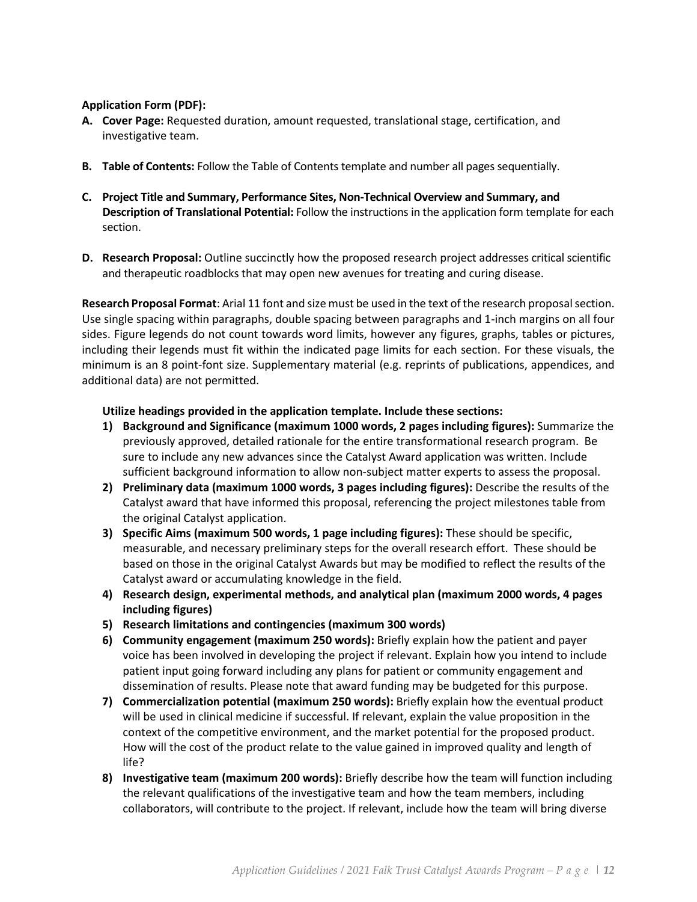**Application Form (PDF):**

A. **Cover Page:** Requested duration, amount requested, translational stage, certification, and investigative team.

B. **Table of Contents:** Follow the Table of Contents template and number all pages sequentially.

C. **Project Title and Summary, Performance Sites, Non-Technical Overview and Summary, and Description of Translational Potential:** Follow the instructions in the application form template for each section.

D. **Research Proposal:** Outline succinctly how the proposed research project addresses critical scientific and therapeutic roadblocks that may open new avenues for treating and curing disease.

**Research Proposal Format**: Arial 11 font and size must be used in the text of the research proposal section. Use single spacing within paragraphs, double spacing between paragraphs and 1-inch margins on all four sides. Figure legends do not count towards word limits, however any figures, graphs, tables or pictures, including their legends must fit within the indicated page limits for each section. For these visuals, the minimum is an 8 point-font size. Supplementary material (e.g. reprints of publications, appendices, and additional data) are not permitted.

**Utilize headings provided in the application template. Include these sections:**

1) **Background and Significance (maximum 1000 words, 2 pages including figures):** Summarize the previously approved, detailed rationale for the entire transformational research program. Be sure to include any new advances since the Catalyst Award application was written. Include sufficient background information to allow non-subject matter experts to assess the proposal.
2) **Preliminary data (maximum 1000 words, 3 pages including figures):** Describe the results of the Catalyst award that have informed this proposal, referencing the project milestones table from the original Catalyst application.
3) **Specific Aims (maximum 500 words, 1 page including figures):** These should be specific, measurable, and necessary preliminary steps for the overall research effort. These should be based on those in the original Catalyst Awards but may be modified to reflect the results of the Catalyst award or accumulating knowledge in the field.
4) **Research design, experimental methods, and analytical plan (maximum 2000 words, 4 pages including figures)**
5) **Research limitations and contingencies (maximum 300 words)**
6) **Community engagement (maximum 250 words):** Briefly explain how the patient and payer voice has been involved in developing the project if relevant. Explain how you intend to include patient input going forward including any plans for patient or community engagement and dissemination of results. Please note that award funding may be budgeted for this purpose.
7) **Commercialization potential (maximum 250 words):** Briefly explain how the eventual product will be used in clinical medicine if successful. If relevant, explain the value proposition in the context of the competitive environment, and the market potential for the proposed product. How will the cost of the product relate to the value gained in improved quality and length of life?
8) **Investigative team (maximum 200 words):** Briefly describe how the team will function including the relevant qualifications of the investigative team and how the team members, including collaborators, will contribute to the project. If relevant, include how the team will bring diverse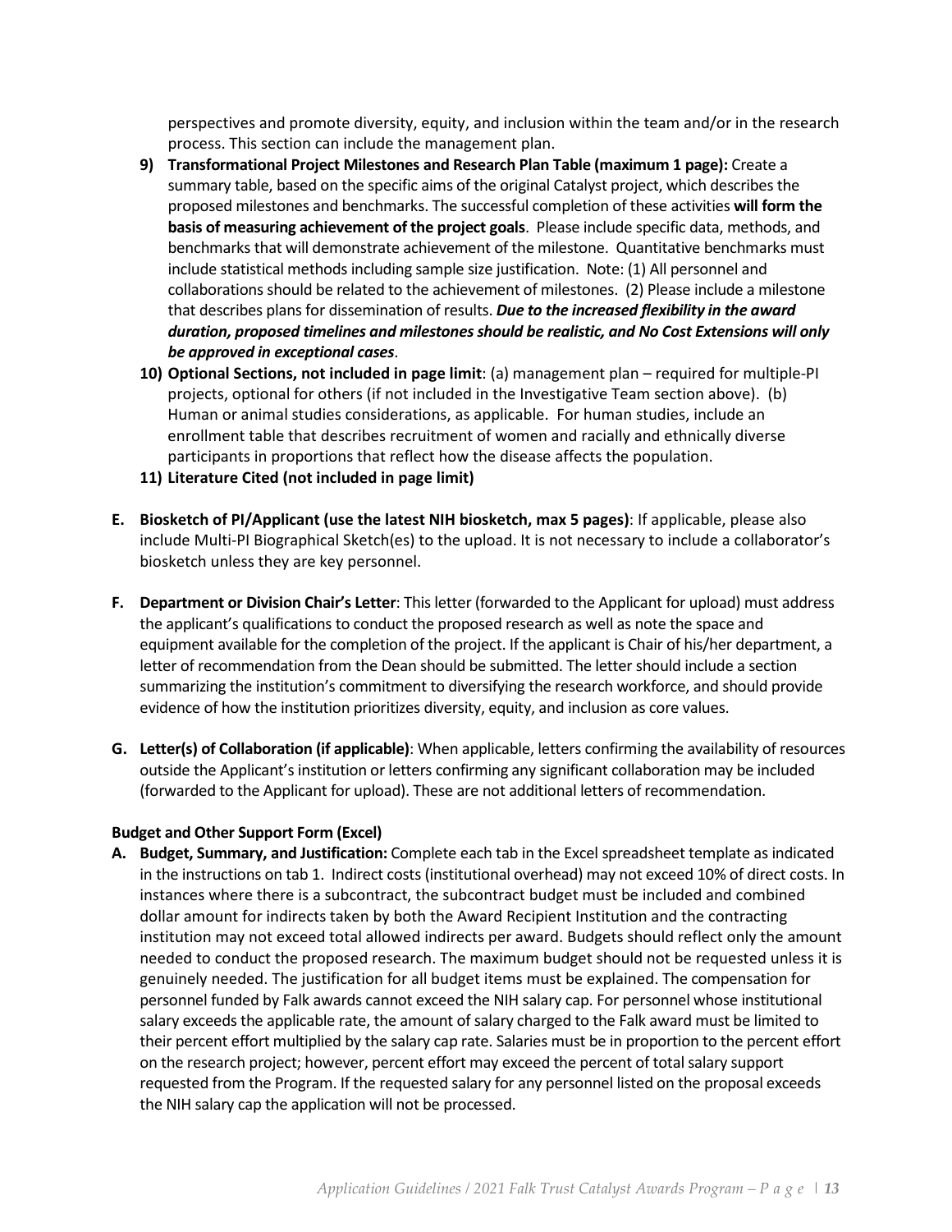perspectives and promote diversity, equity, and inclusion within the team and/or in the research process. This section can include the management plan.

9) **Transformational Project Milestones and Research Plan Table (maximum 1 page):** Create a summary table, based on the specific aims of the original Catalyst project, which describes the proposed milestones and benchmarks. The successful completion of these activities **will form the basis of measuring achievement of the project goals**. Please include specific data, methods, and benchmarks that will demonstrate achievement of the milestone. Quantitative benchmarks must include statistical methods including sample size justification. Note: (1) All personnel and collaborations should be related to the achievement of milestones. (2) Please include a milestone that describes plans for dissemination of results. ***Due to the increased flexibility in the award duration, proposed timelines and milestones should be realistic, and No Cost Extensions will only be approved in exceptional cases***.
10) **Optional Sections, not included in page limit**: (a) management plan – required for multiple-PI projects, optional for others (if not included in the Investigative Team section above). (b) Human or animal studies considerations, as applicable. For human studies, include an enrollment table that describes recruitment of women and racially and ethnically diverse participants in proportions that reflect how the disease affects the population.
11) **Literature Cited (not included in page limit)**

**E. Biosketch of PI/Applicant (use the latest NIH biosketch, max 5 pages)**: If applicable, please also include Multi-PI Biographical Sketch(es) to the upload. It is not necessary to include a collaborator's biosketch unless they are key personnel.

**F. Department or Division Chair's Letter**: This letter (forwarded to the Applicant for upload) must address the applicant's qualifications to conduct the proposed research as well as note the space and equipment available for the completion of the project. If the applicant is Chair of his/her department, a letter of recommendation from the Dean should be submitted. The letter should include a section summarizing the institution's commitment to diversifying the research workforce, and should provide evidence of how the institution prioritizes diversity, equity, and inclusion as core values.

**G. Letter(s) of Collaboration (if applicable)**: When applicable, letters confirming the availability of resources outside the Applicant's institution or letters confirming any significant collaboration may be included (forwarded to the Applicant for upload). These are not additional letters of recommendation.

**Budget and Other Support Form (Excel)**

**A. Budget, Summary, and Justification:** Complete each tab in the Excel spreadsheet template as indicated in the instructions on tab 1. Indirect costs (institutional overhead) may not exceed 10% of direct costs. In instances where there is a subcontract, the subcontract budget must be included and combined dollar amount for indirects taken by both the Award Recipient Institution and the contracting institution may not exceed total allowed indirects per award. Budgets should reflect only the amount needed to conduct the proposed research. The maximum budget should not be requested unless it is genuinely needed. The justification for all budget items must be explained. The compensation for personnel funded by Falk awards cannot exceed the NIH salary cap. For personnel whose institutional salary exceeds the applicable rate, the amount of salary charged to the Falk award must be limited to their percent effort multiplied by the salary cap rate. Salaries must be in proportion to the percent effort on the research project; however, percent effort may exceed the percent of total salary support requested from the Program. If the requested salary for any personnel listed on the proposal exceeds the NIH salary cap the application will not be processed.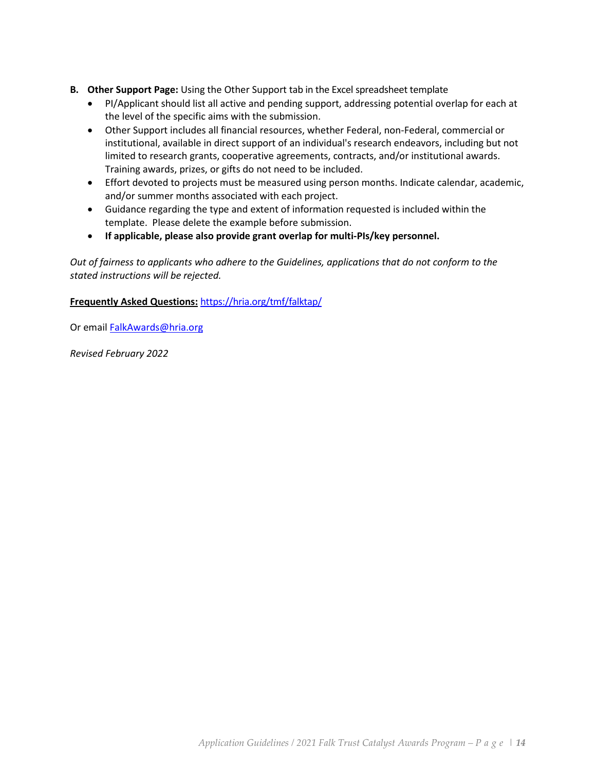**B. Other Support Page:** Using the Other Support tab in the Excel spreadsheet template

- PI/Applicant should list all active and pending support, addressing potential overlap for each at the level of the specific aims with the submission.
- Other Support includes all financial resources, whether Federal, non-Federal, commercial or institutional, available in direct support of an individual's research endeavors, including but not limited to research grants, cooperative agreements, contracts, and/or institutional awards. Training awards, prizes, or gifts do not need to be included.
- Effort devoted to projects must be measured using person months. Indicate calendar, academic, and/or summer months associated with each project.
- Guidance regarding the type and extent of information requested is included within the template. Please delete the example before submission.
- **If applicable, please also provide grant overlap for multi-PIs/key personnel.**

*Out of fairness to applicants who adhere to the Guidelines, applications that do not conform to the stated instructions will be rejected.*

**Frequently Asked Questions:** [https://hria.org/tmf/falktap/](https://hria.org/tmf/falktap/)

Or email [FalkAwards@hria.org](mailto:FalkAwards@hria.org)

*Revised February 2022*